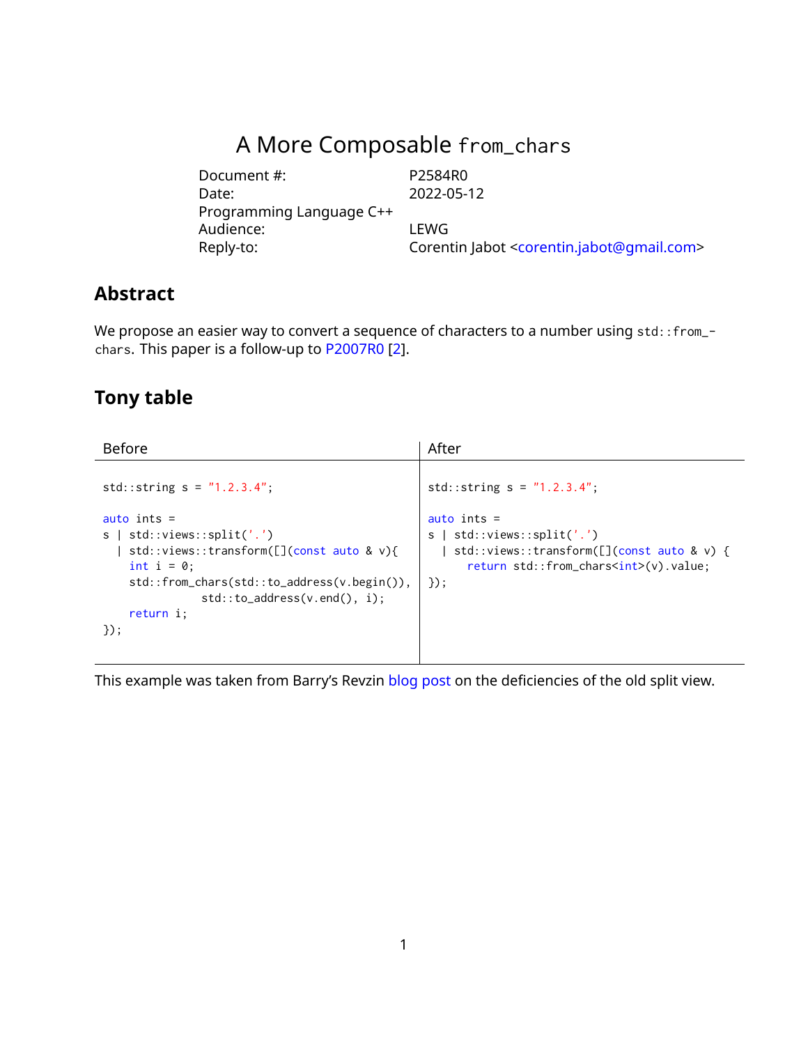# A More Composable `from_chars`

| | |
|---|---|
| Document #: | P2584R0 |
| Date: | 2022-05-12 |
| Programming Language C++ | |
| Audience: | LEWG |
| Reply-to: | Corentin Jabot <corentin.jabot@gmail.com> |

## Abstract

We propose an easier way to convert a sequence of characters to a number using `std::from_chars`. This paper is a follow-up to P2007R0 [2].

## Tony table

Before

```cpp
std::string s = "1.2.3.4";

auto ints =
s | std::views::split('.')
  | std::views::transform([](const auto & v){
    int i = 0;
    std::from_chars(std::to_address(v.begin()),
                    std::to_address(v.end(), i);
    return i;
});
```

After

```cpp
std::string s = "1.2.3.4";

auto ints =
s | std::views::split('.')
  | std::views::transform([](const auto & v) {
      return std::from_chars<int>(v).value;
});
```

This example was taken from Barry's Revzin blog post on the deficiencies of the old split view.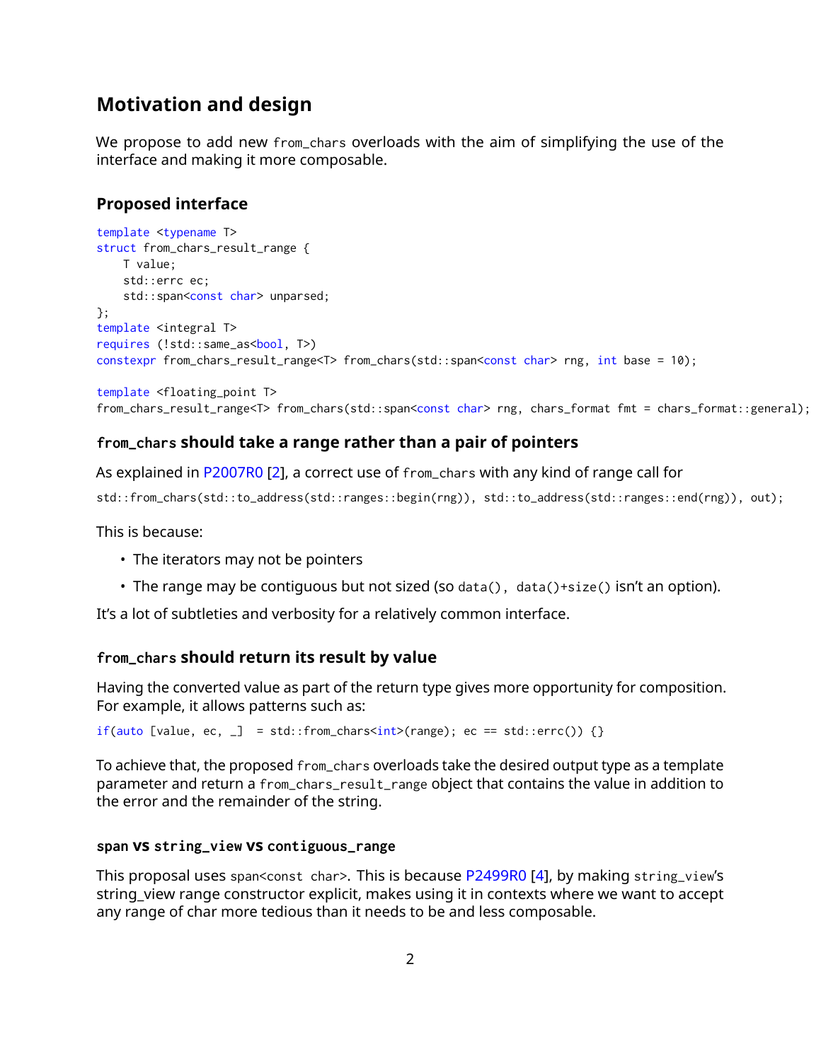## Motivation and design

We propose to add new `from_chars` overloads with the aim of simplifying the use of the interface and making it more composable.

### Proposed interface

```
template <typename T>
struct from_chars_result_range {
    T value;
    std::errc ec;
    std::span<const char> unparsed;
};
template <integral T>
requires (!std::same_as<bool, T>)
constexpr from_chars_result_range<T> from_chars(std::span<const char> rng, int base = 10);

template <floating_point T>
from_chars_result_range<T> from_chars(std::span<const char> rng, chars_format fmt = chars_format::general);
```

### `from_chars` should take a range rather than a pair of pointers

As explained in P2007R0 [2], a correct use of `from_chars` with any kind of range call for

```
std::from_chars(std::to_address(std::ranges::begin(rng)), std::to_address(std::ranges::end(rng)), out);
```

This is because:

- The iterators may not be pointers
- The range may be contiguous but not sized (so `data(), data()+size()` isn't an option).

It's a lot of subtleties and verbosity for a relatively common interface.

### `from_chars` should return its result by value

Having the converted value as part of the return type gives more opportunity for composition. For example, it allows patterns such as:

```
if(auto [value, ec, _]  = std::from_chars<int>(range); ec == std::errc()) {}
```

To achieve that, the proposed `from_chars` overloads take the desired output type as a template parameter and return a `from_chars_result_range` object that contains the value in addition to the error and the remainder of the string.

#### `span` vs `string_view` vs `contiguous_range`

This proposal uses `span<const char>`. This is because P2499R0 [4], by making `string_view`'s string_view range constructor explicit, makes using it in contexts where we want to accept any range of char more tedious than it needs to be and less composable.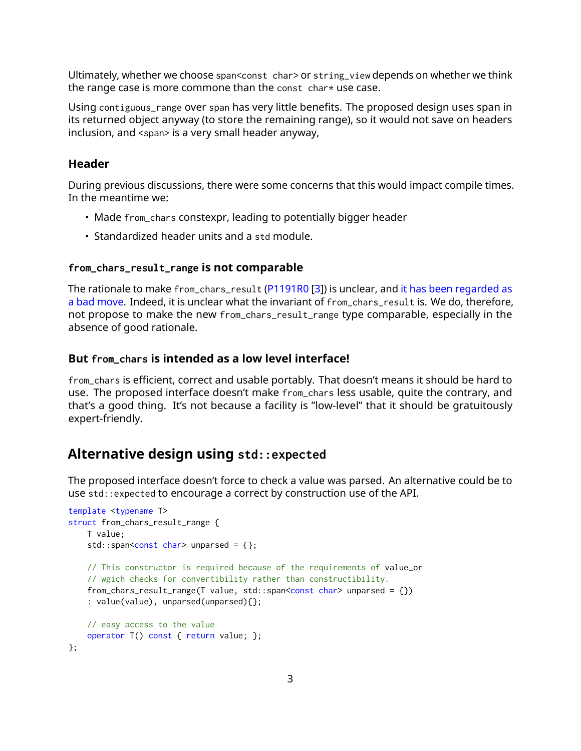Ultimately, whether we choose `span<const char>` or `string_view` depends on whether we think the range case is more commone than the `const char*` use case.

Using `contiguous_range` over `span` has very little benefits. The proposed design uses span in its returned object anyway (to store the remaining range), so it would not save on headers inclusion, and `<span>` is a very small header anyway,

### Header

During previous discussions, there were some concerns that this would impact compile times. In the meantime we:

- Made `from_chars` constexpr, leading to potentially bigger header
- Standardized header units and a `std` module.

#### `from_chars_result_range` is not comparable

The rationale to make `from_chars_result` (P1191R0 [3]) is unclear, and it has been regarded as a bad move. Indeed, it is unclear what the invariant of `from_chars_result` is. We do, therefore, not propose to make the new `from_chars_result_range` type comparable, especially in the absence of good rationale.

### But `from_chars` is intended as a low level interface!

`from_chars` is efficient, correct and usable portably. That doesn't means it should be hard to use. The proposed interface doesn't make `from_chars` less usable, quite the contrary, and that's a good thing. It's not because a facility is "low-level" that it should be gratuitously expert-friendly.

## Alternative design using `std::expected`

The proposed interface doesn't force to check a value was parsed. An alternative could be to use `std::expected` to encourage a correct by construction use of the API.

```
template <typename T>
struct from_chars_result_range {
    T value;
    std::span<const char> unparsed = {};

    // This constructor is required because of the requirements of value_or
    // wgich checks for convertibility rather than constructibility.
    from_chars_result_range(T value, std::span<const char> unparsed = {})
    : value(value), unparsed(unparsed){};

    // easy access to the value
    operator T() const { return value; };
};
```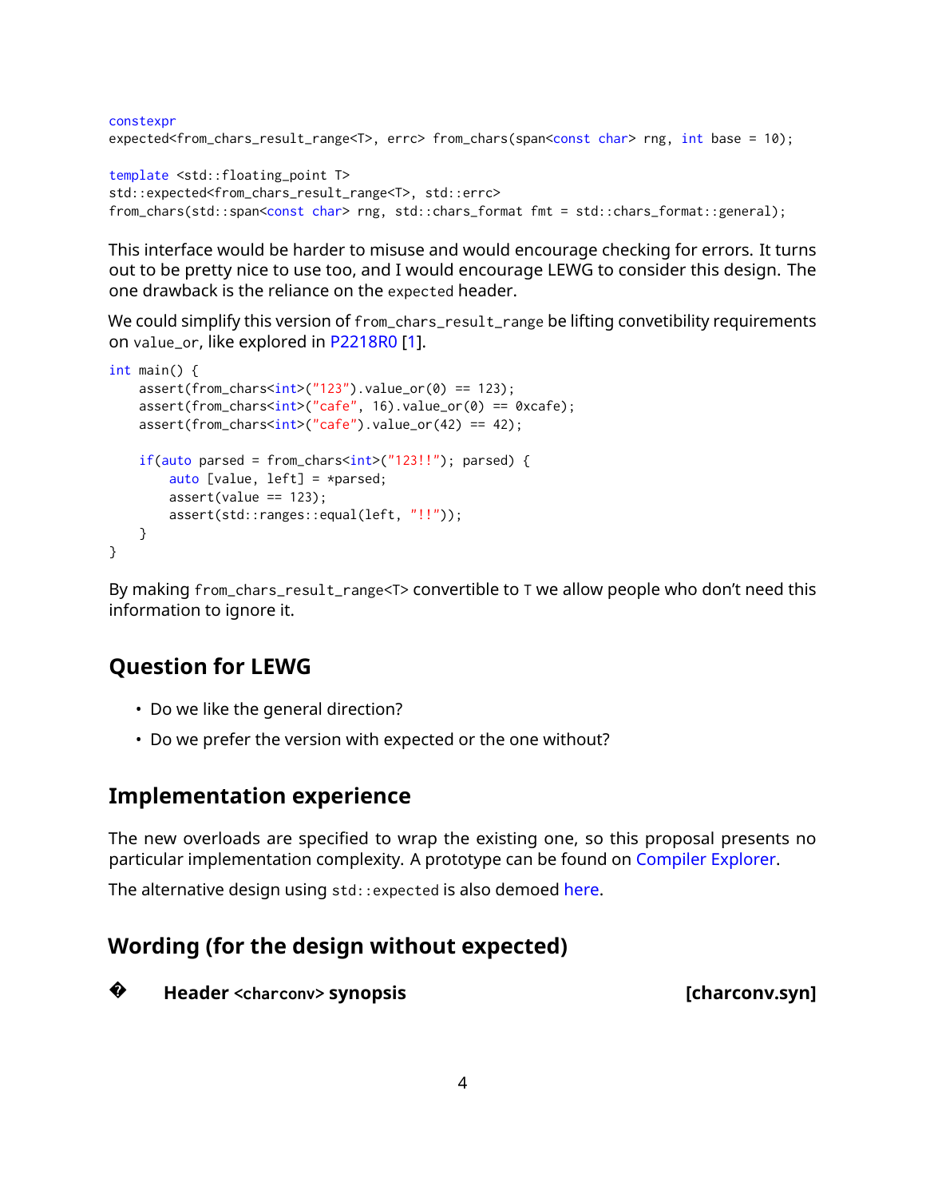```
constexpr
expected<from_chars_result_range<T>, errc> from_chars(span<const char> rng, int base = 10);

template <std::floating_point T>
std::expected<from_chars_result_range<T>, std::errc>
from_chars(std::span<const char> rng, std::chars_format fmt = std::chars_format::general);
```

This interface would be harder to misuse and would encourage checking for errors. It turns out to be pretty nice to use too, and I would encourage LEWG to consider this design. The one drawback is the reliance on the `expected` header.

We could simplify this version of `from_chars_result_range` be lifting convetibility requirements on `value_or`, like explored in P2218R0 [1].

```
int main() {
    assert(from_chars<int>("123").value_or(0) == 123);
    assert(from_chars<int>("cafe", 16).value_or(0) == 0xcafe);
    assert(from_chars<int>("cafe").value_or(42) == 42);

    if(auto parsed = from_chars<int>("123!!"); parsed) {
        auto [value, left] = *parsed;
        assert(value == 123);
        assert(std::ranges::equal(left, "!!"));
    }
}
```

By making `from_chars_result_range<T>` convertible to `T` we allow people who don't need this information to ignore it.

## Question for LEWG

- Do we like the general direction?
- Do we prefer the version with expected or the one without?

## Implementation experience

The new overloads are specified to wrap the existing one, so this proposal presents no particular implementation complexity. A prototype can be found on Compiler Explorer.

The alternative design using `std::expected` is also demoed here.

## Wording (for the design without expected)

### � Header `<charconv>` synopsis [charconv.syn]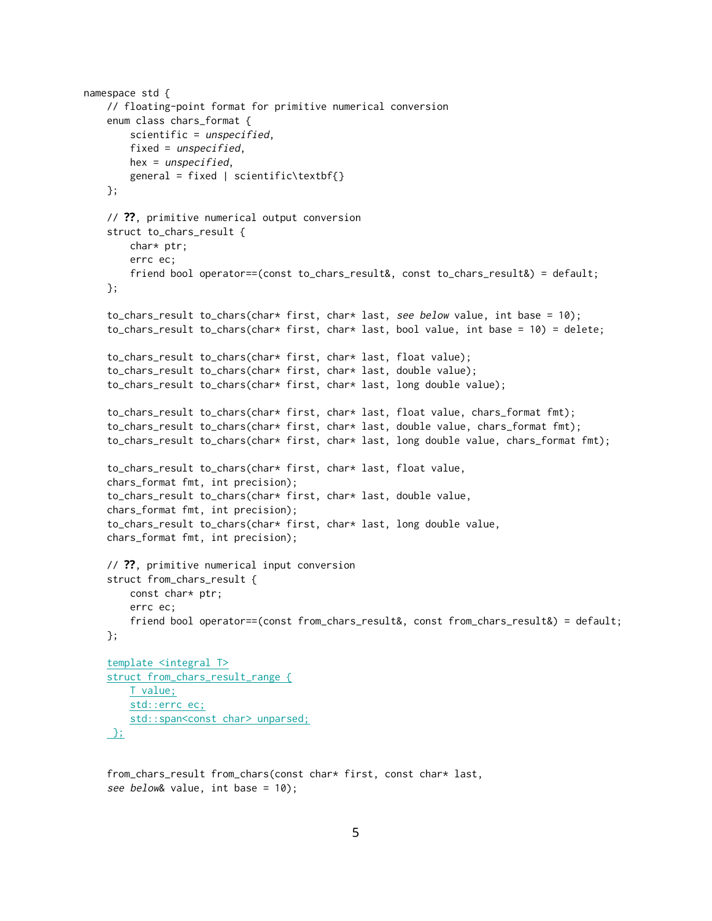```
namespace std {
    // floating-point format for primitive numerical conversion
    enum class chars_format {
        scientific = unspecified,
        fixed = unspecified,
        hex = unspecified,
        general = fixed | scientific\textbf{}
    };

    // ??, primitive numerical output conversion
    struct to_chars_result {
        char* ptr;
        errc ec;
        friend bool operator==(const to_chars_result&, const to_chars_result&) = default;
    };

    to_chars_result to_chars(char* first, char* last, see below value, int base = 10);
    to_chars_result to_chars(char* first, char* last, bool value, int base = 10) = delete;

    to_chars_result to_chars(char* first, char* last, float value);
    to_chars_result to_chars(char* first, char* last, double value);
    to_chars_result to_chars(char* first, char* last, long double value);

    to_chars_result to_chars(char* first, char* last, float value, chars_format fmt);
    to_chars_result to_chars(char* first, char* last, double value, chars_format fmt);
    to_chars_result to_chars(char* first, char* last, long double value, chars_format fmt);

    to_chars_result to_chars(char* first, char* last, float value,
    chars_format fmt, int precision);
    to_chars_result to_chars(char* first, char* last, double value,
    chars_format fmt, int precision);
    to_chars_result to_chars(char* first, char* last, long double value,
    chars_format fmt, int precision);

    // ??, primitive numerical input conversion
    struct from_chars_result {
        const char* ptr;
        errc ec;
        friend bool operator==(const from_chars_result&, const from_chars_result&) = default;
    };

    template <integral T>
    struct from_chars_result_range {
        T value;
        std::errc ec;
        std::span<const char> unparsed;
    };


    from_chars_result from_chars(const char* first, const char* last,
    see below& value, int base = 10);
```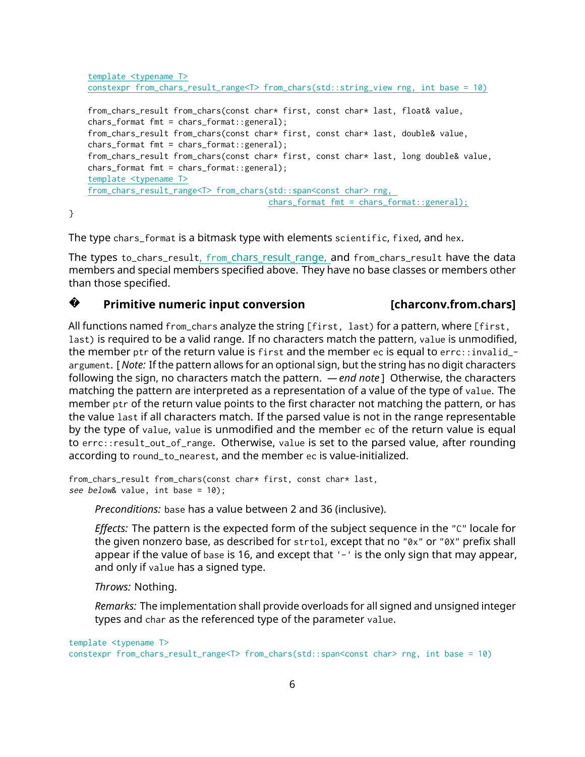```
    template <typename T>
    constexpr from_chars_result_range<T> from_chars(std::string_view rng, int base = 10)

    from_chars_result from_chars(const char* first, const char* last, float& value,
    chars_format fmt = chars_format::general);
    from_chars_result from_chars(const char* first, const char* last, double& value,
    chars_format fmt = chars_format::general);
    from_chars_result from_chars(const char* first, const char* last, long double& value,
    chars_format fmt = chars_format::general);
    template <typename T>
    from_chars_result_range<T> from_chars(std::span<const char> rng,
                                          chars_format fmt = chars_format::general);
}
```

The type `chars_format` is a bitmask type with elements `scientific`, `fixed`, and `hex`.

The types `to_chars_result`, `from_chars_result_range`, and `from_chars_result` have the data members and special members specified above. They have no base classes or members other than those specified.

## � Primitive numeric input conversion [charconv.from.chars]

All functions named `from_chars` analyze the string `[first, last)` for a pattern, where `[first, last)` is required to be a valid range. If no characters match the pattern, `value` is unmodified, the member `ptr` of the return value is `first` and the member `ec` is equal to `errc::invalid_argument`. [ *Note:* If the pattern allows for an optional sign, but the string has no digit characters following the sign, no characters match the pattern. — *end note* ] Otherwise, the characters matching the pattern are interpreted as a representation of a value of the type of `value`. The member `ptr` of the return value points to the first character not matching the pattern, or has the value `last` if all characters match. If the parsed value is not in the range representable by the type of `value`, `value` is unmodified and the member `ec` of the return value is equal to `errc::result_out_of_range`. Otherwise, `value` is set to the parsed value, after rounding according to `round_to_nearest`, and the member `ec` is value-initialized.

```
from_chars_result from_chars(const char* first, const char* last,
see below& value, int base = 10);
```

*Preconditions:* `base` has a value between 2 and 36 (inclusive).

*Effects:* The pattern is the expected form of the subject sequence in the `"C"` locale for the given nonzero base, as described for `strtol`, except that no `"0x"` or `"0X"` prefix shall appear if the value of `base` is 16, and except that `'-'` is the only sign that may appear, and only if `value` has a signed type.

*Throws:* Nothing.

*Remarks:* The implementation shall provide overloads for all signed and unsigned integer types and `char` as the referenced type of the parameter `value`.

```
template <typename T>
constexpr from_chars_result_range<T> from_chars(std::span<const char> rng, int base = 10)
```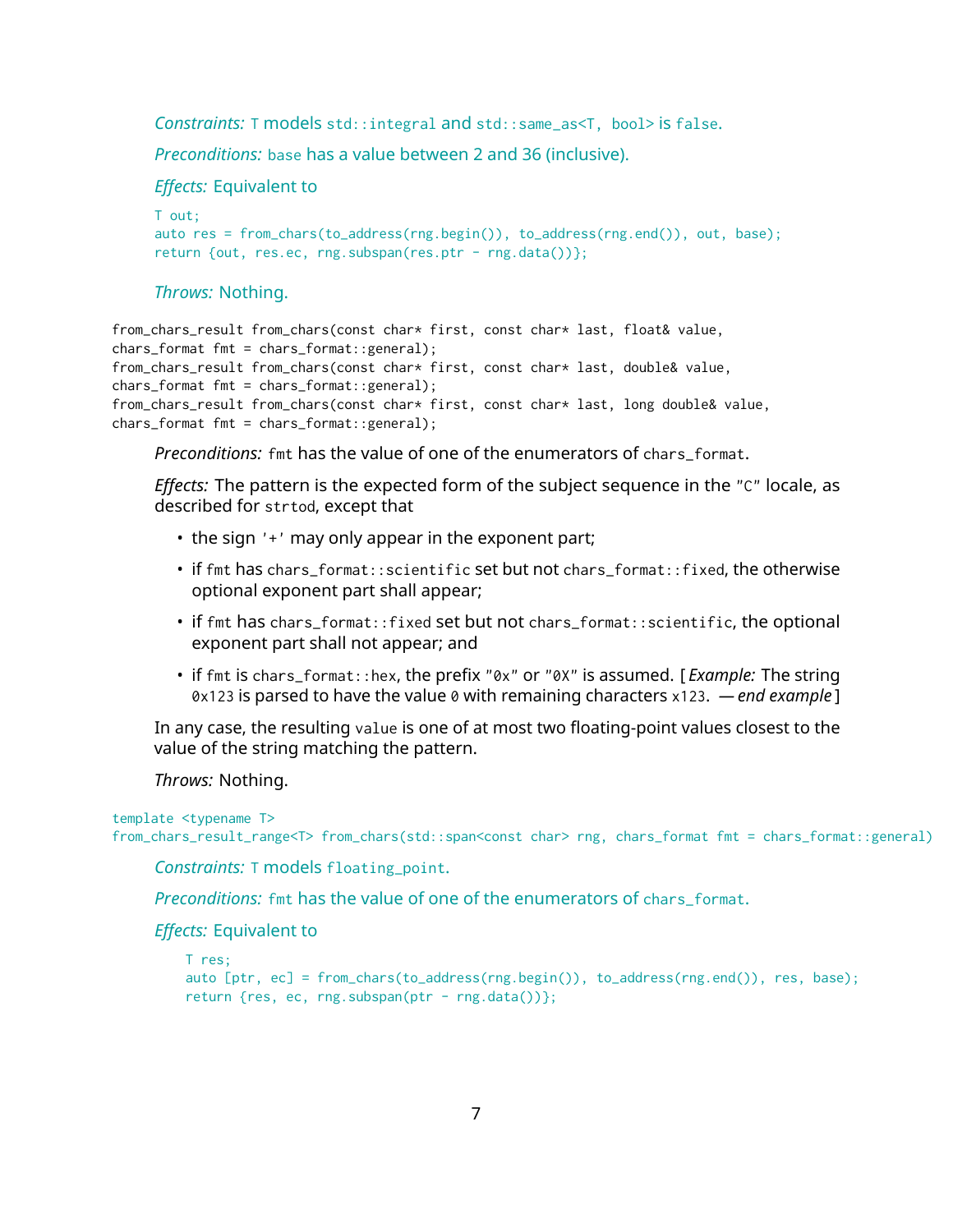*Constraints:* `T` models `std::integral` and `std::same_as<T, bool>` is `false`.

*Preconditions:* `base` has a value between 2 and 36 (inclusive).

*Effects:* Equivalent to

```
T out;
auto res = from_chars(to_address(rng.begin()), to_address(rng.end()), out, base);
return {out, res.ec, rng.subspan(res.ptr - rng.data())};
```

*Throws:* Nothing.

```
from_chars_result from_chars(const char* first, const char* last, float& value,
chars_format fmt = chars_format::general);
from_chars_result from_chars(const char* first, const char* last, double& value,
chars_format fmt = chars_format::general);
from_chars_result from_chars(const char* first, const char* last, long double& value,
chars_format fmt = chars_format::general);
```

*Preconditions:* `fmt` has the value of one of the enumerators of `chars_format`.

*Effects:* The pattern is the expected form of the subject sequence in the `"C"` locale, as described for `strtod`, except that

- the sign `'+'` may only appear in the exponent part;
- if `fmt` has `chars_format::scientific` set but not `chars_format::fixed`, the otherwise optional exponent part shall appear;
- if `fmt` has `chars_format::fixed` set but not `chars_format::scientific`, the optional exponent part shall not appear; and
- if `fmt` is `chars_format::hex`, the prefix `"0x"` or `"0X"` is assumed. [ *Example:* The string `0x123` is parsed to have the value `0` with remaining characters `x123`. — *end example* ]

In any case, the resulting `value` is one of at most two floating-point values closest to the value of the string matching the pattern.

*Throws:* Nothing.

```
template <typename T>
from_chars_result_range<T> from_chars(std::span<const char> rng, chars_format fmt = chars_format::general)
```

*Constraints:* `T` models `floating_point`.

*Preconditions:* `fmt` has the value of one of the enumerators of `chars_format`.

*Effects:* Equivalent to

```
T res;
auto [ptr, ec] = from_chars(to_address(rng.begin()), to_address(rng.end()), res, base);
return {res, ec, rng.subspan(ptr - rng.data())};
```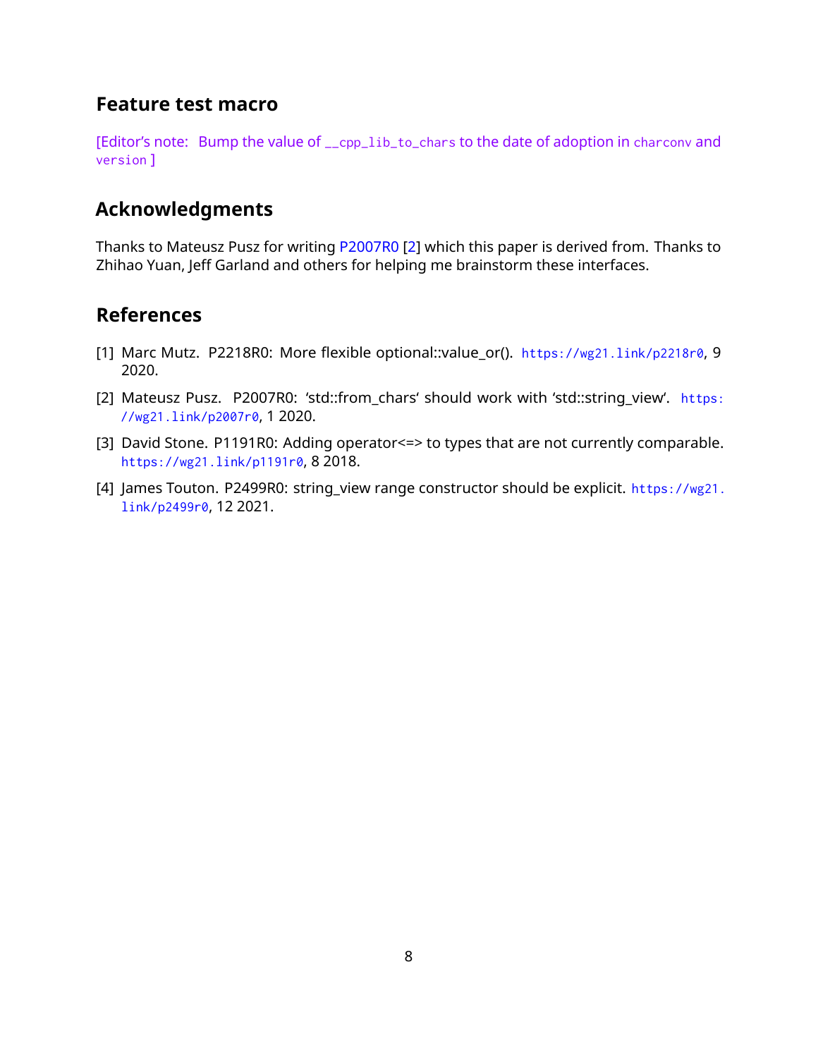## Feature test macro

[Editor's note: Bump the value of `__cpp_lib_to_chars` to the date of adoption in `charconv` and `version` ]

## Acknowledgments

Thanks to Mateusz Pusz for writing P2007R0 [2] which this paper is derived from. Thanks to Zhihao Yuan, Jeff Garland and others for helping me brainstorm these interfaces.

## References

[1] Marc Mutz. P2218R0: More flexible optional::value_or(). `https://wg21.link/p2218r0`, 9 2020.

[2] Mateusz Pusz. P2007R0: 'std::from_chars' should work with 'std::string_view'. `https://wg21.link/p2007r0`, 1 2020.

[3] David Stone. P1191R0: Adding operator<=> to types that are not currently comparable. `https://wg21.link/p1191r0`, 8 2018.

[4] James Touton. P2499R0: string_view range constructor should be explicit. `https://wg21.link/p2499r0`, 12 2021.